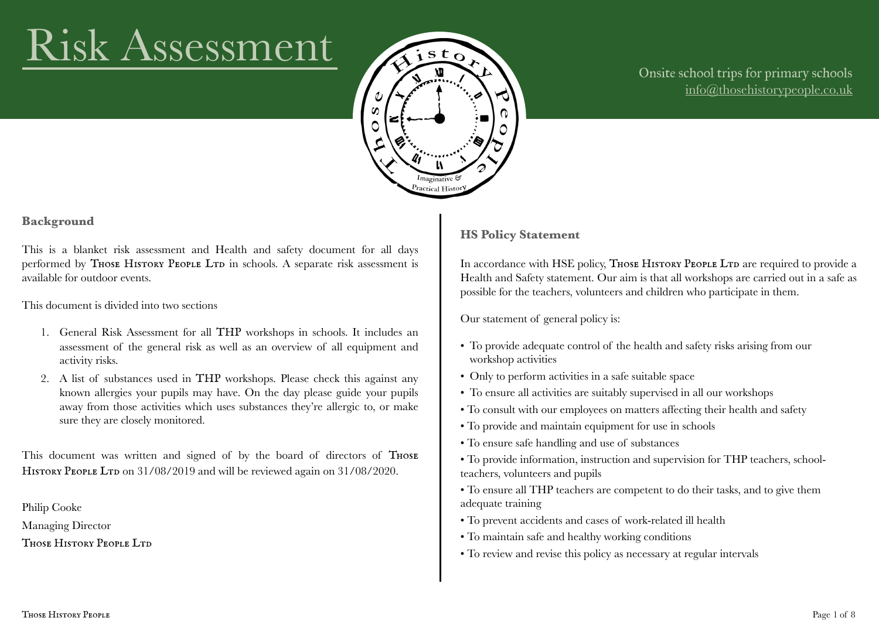# Risk Assessment

Onsite school trips for primary schools
info@thosehistorypeople.co.uk

### Background

This is a blanket risk assessment and Health and safety document for all days performed by Those History People Ltd in schools. A separate risk assessment is available for outdoor events.

This document is divided into two sections

1. General Risk Assessment for all THP workshops in schools. It includes an assessment of the general risk as well as an overview of all equipment and activity risks.
2. A list of substances used in THP workshops. Please check this against any known allergies your pupils may have. On the day please guide your pupils away from those activities which uses substances they're allergic to, or make sure they are closely monitored.

This document was written and signed of by the board of directors of Those History People Ltd on 31/08/2019 and will be reviewed again on 31/08/2020.

Philip Cooke
Managing Director
Those History People Ltd

### HS Policy Statement

In accordance with HSE policy, Those History People Ltd are required to provide a Health and Safety statement. Our aim is that all workshops are carried out in a safe as possible for the teachers, volunteers and children who participate in them.

Our statement of general policy is:

- To provide adequate control of the health and safety risks arising from our workshop activities
- Only to perform activities in a safe suitable space
- To ensure all activities are suitably supervised in all our workshops
- To consult with our employees on matters affecting their health and safety
- To provide and maintain equipment for use in schools
- To ensure safe handling and use of substances
- To provide information, instruction and supervision for THP teachers, school-teachers, volunteers and pupils
- To ensure all THP teachers are competent to do their tasks, and to give them adequate training
- To prevent accidents and cases of work-related ill health
- To maintain safe and healthy working conditions
- To review and revise this policy as necessary at regular intervals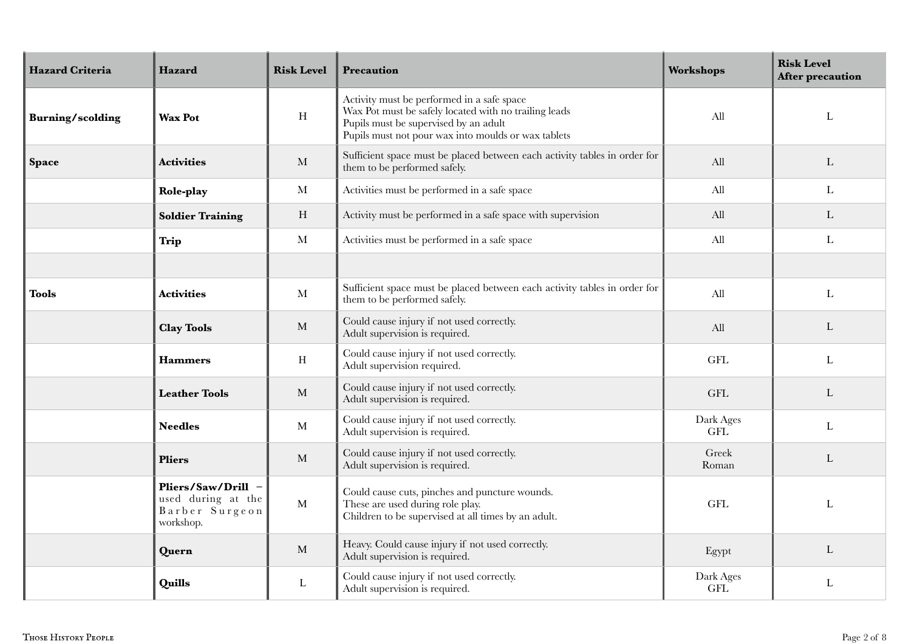| Hazard Criteria | Hazard | Risk Level | Precaution | Workshops | Risk Level After precaution |
|---|---|---|---|---|---|
| **Burning/scolding** | **Wax Pot** | H | Activity must be performed in a safe space<br>Wax Pot must be safely located with no trailing leads<br>Pupils must be supervised by an adult<br>Pupils must not pour wax into moulds or wax tablets | All | L |
| **Space** | **Activities** | M | Sufficient space must be placed between each activity tables in order for them to be performed safely. | All | L |
| | **Role-play** | M | Activities must be performed in a safe space | All | L |
| | **Soldier Training** | H | Activity must be performed in a safe space with supervision | All | L |
| | **Trip** | M | Activities must be performed in a safe space | All | L |
| | | | | | |
| **Tools** | **Activities** | M | Sufficient space must be placed between each activity tables in order for them to be performed safely. | All | L |
| | **Clay Tools** | M | Could cause injury if not used correctly.<br>Adult supervision is required. | All | L |
| | **Hammers** | H | Could cause injury if not used correctly.<br>Adult supervision required. | GFL | L |
| | **Leather Tools** | M | Could cause injury if not used correctly.<br>Adult supervision is required. | GFL | L |
| | **Needles** | M | Could cause injury if not used correctly.<br>Adult supervision is required. | Dark Ages<br>GFL | L |
| | **Pliers** | M | Could cause injury if not used correctly.<br>Adult supervision is required. | Greek<br>Roman | L |
| | **Pliers/Saw/Drill** – used during at the Barber Surgeon workshop. | M | Could cause cuts, pinches and puncture wounds.<br>These are used during role play.<br>Children to be supervised at all times by an adult. | GFL | L |
| | **Quern** | M | Heavy. Could cause injury if not used correctly.<br>Adult supervision is required. | Egypt | L |
| | **Quills** | L | Could cause injury if not used correctly.<br>Adult supervision is required. | Dark Ages<br>GFL | L |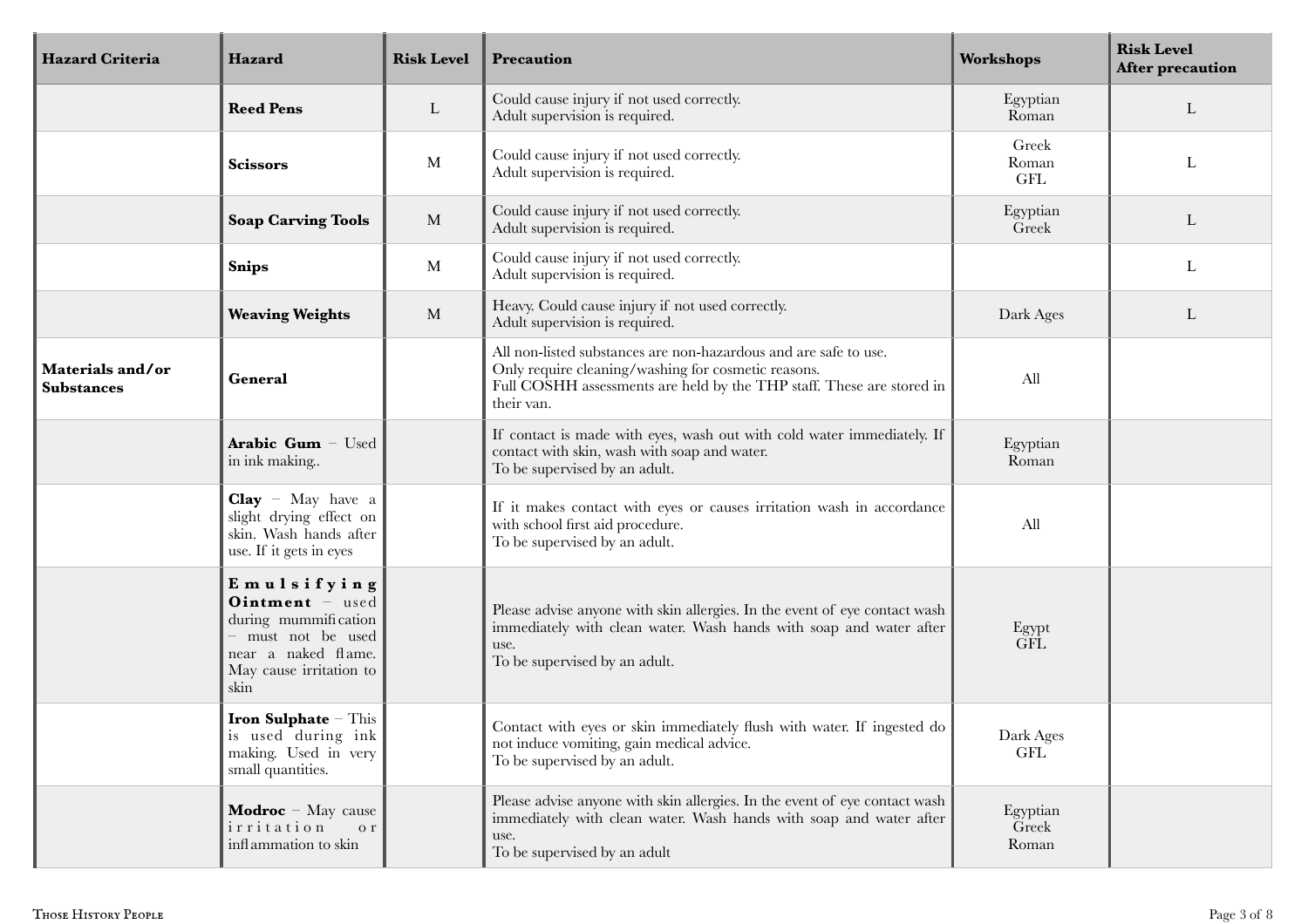| Hazard Criteria | Hazard | Risk Level | Precaution | Workshops | Risk Level After precaution |
|---|---|---|---|---|---|
| | **Reed Pens** | L | Could cause injury if not used correctly. Adult supervision is required. | Egyptian Roman | L |
| | **Scissors** | M | Could cause injury if not used correctly. Adult supervision is required. | Greek Roman GFL | L |
| | **Soap Carving Tools** | M | Could cause injury if not used correctly. Adult supervision is required. | Egyptian Greek | L |
| | **Snips** | M | Could cause injury if not used correctly. Adult supervision is required. | | L |
| | **Weaving Weights** | M | Heavy. Could cause injury if not used correctly. Adult supervision is required. | Dark Ages | L |
| **Materials and/or Substances** | **General** | | All non-listed substances are non-hazardous and are safe to use. Only require cleaning/washing for cosmetic reasons. Full COSHH assessments are held by the THP staff. These are stored in their van. | All | |
| | **Arabic Gum** – Used in ink making.. | | If contact is made with eyes, wash out with cold water immediately. If contact with skin, wash with soap and water. To be supervised by an adult. | Egyptian Roman | |
| | **Clay** – May have a slight drying effect on skin. Wash hands after use. If it gets in eyes | | If it makes contact with eyes or causes irritation wash in accordance with school first aid procedure. To be supervised by an adult. | All | |
| | **Emulsifying Ointment** – used during mummification – must not be used near a naked flame. May cause irritation to skin | | Please advise anyone with skin allergies. In the event of eye contact wash immediately with clean water. Wash hands with soap and water after use. To be supervised by an adult. | Egypt GFL | |
| | **Iron Sulphate** – This is used during ink making. Used in very small quantities. | | Contact with eyes or skin immediately flush with water. If ingested do not induce vomiting, gain medical advice. To be supervised by an adult. | Dark Ages GFL | |
| | **Modroc** – May cause irritation or inflammation to skin | | Please advise anyone with skin allergies. In the event of eye contact wash immediately with clean water. Wash hands with soap and water after use. To be supervised by an adult | Egyptian Greek Roman | |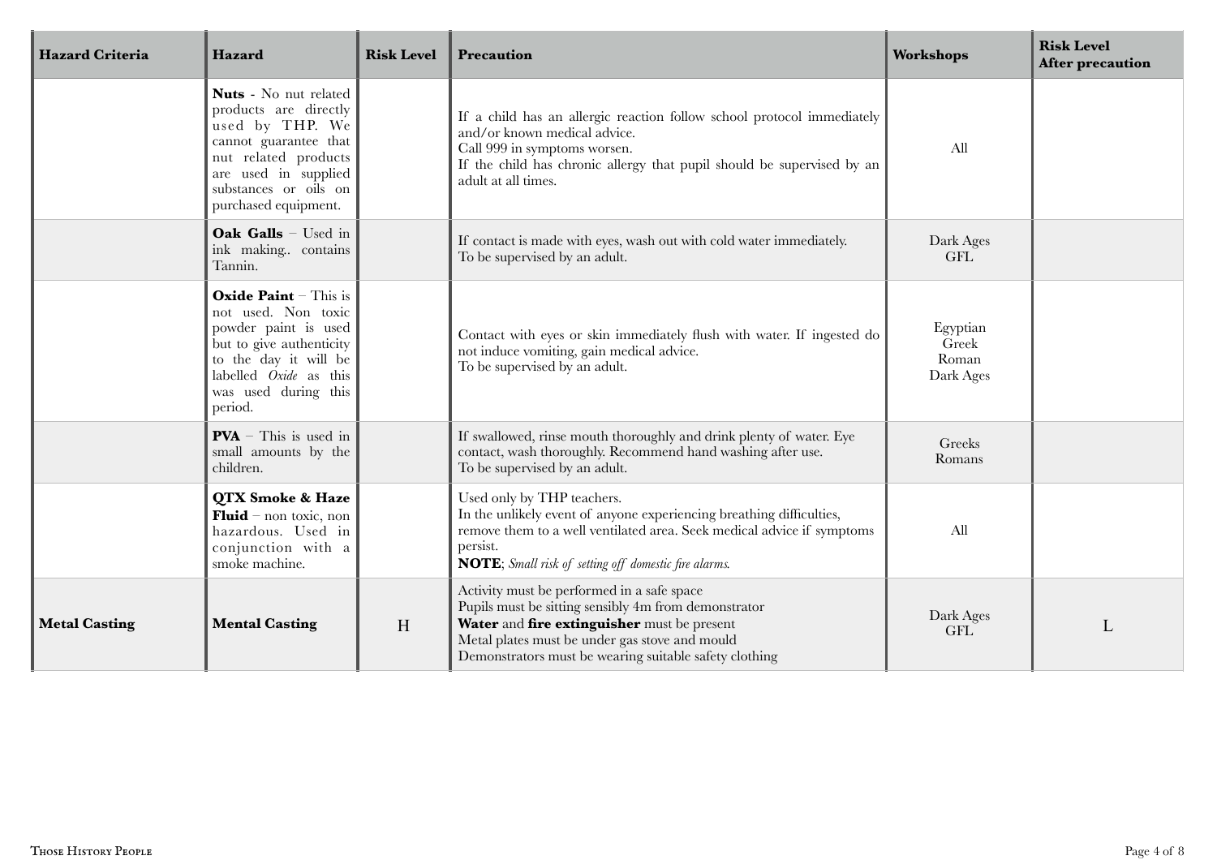| Hazard Criteria | Hazard | Risk Level | Precaution | Workshops | Risk Level After precaution |
|---|---|---|---|---|---|
| | **Nuts** - No nut related products are directly used by THP. We cannot guarantee that nut related products are used in supplied substances or oils on purchased equipment. | | If a child has an allergic reaction follow school protocol immediately and/or known medical advice.<br>Call 999 in symptoms worsen.<br>If the child has chronic allergy that pupil should be supervised by an adult at all times. | All | |
| | **Oak Galls** – Used in ink making.. contains Tannin. | | If contact is made with eyes, wash out with cold water immediately.<br>To be supervised by an adult. | Dark Ages<br>GFL | |
| | **Oxide Paint** – This is not used. Non toxic powder paint is used but to give authenticity to the day it will be labelled *Oxide* as this was used during this period. | | Contact with eyes or skin immediately flush with water. If ingested do not induce vomiting, gain medical advice.<br>To be supervised by an adult. | Egyptian<br>Greek<br>Roman<br>Dark Ages | |
| | **PVA** – This is used in small amounts by the children. | | If swallowed, rinse mouth thoroughly and drink plenty of water. Eye contact, wash thoroughly. Recommend hand washing after use.<br>To be supervised by an adult. | Greeks<br>Romans | |
| | **QTX Smoke & Haze Fluid** – non toxic, non hazardous. Used in conjunction with a smoke machine. | | Used only by THP teachers.<br>In the unlikely event of anyone experiencing breathing difficulties, remove them to a well ventilated area. Seek medical advice if symptoms persist.<br>**NOTE**; *Small risk of setting off domestic fire alarms.* | All | |
| **Metal Casting** | **Mental Casting** | H | Activity must be performed in a safe space<br>Pupils must be sitting sensibly 4m from demonstrator<br>**Water** and **fire extinguisher** must be present<br>Metal plates must be under gas stove and mould<br>Demonstrators must be wearing suitable safety clothing | Dark Ages<br>GFL | L |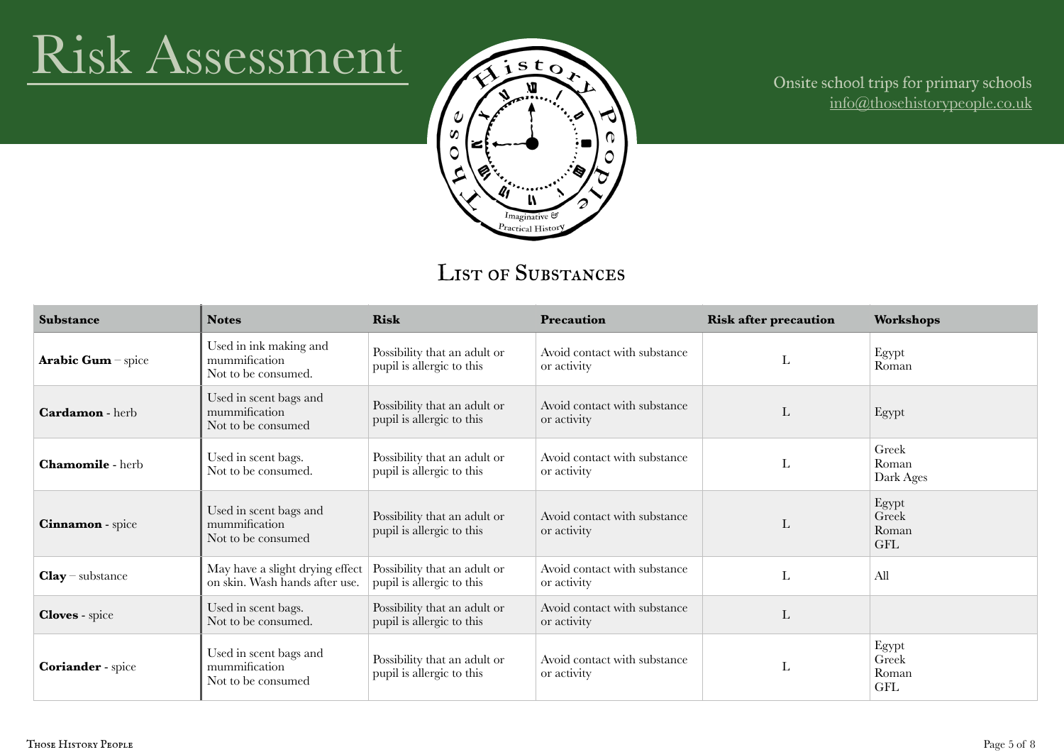# Risk Assessment

Onsite school trips for primary schools
info@thosehistorypeople.co.uk

## List of Substances

| Substance | Notes | Risk | Precaution | Risk after precaution | Workshops |
|---|---|---|---|---|---|
| **Arabic Gum** – spice | Used in ink making and mummification<br>Not to be consumed. | Possibility that an adult or pupil is allergic to this | Avoid contact with substance or activity | L | Egypt<br>Roman |
| **Cardamon** - herb | Used in scent bags and mummification<br>Not to be consumed | Possibility that an adult or pupil is allergic to this | Avoid contact with substance or activity | L | Egypt |
| **Chamomile** - herb | Used in scent bags.<br>Not to be consumed. | Possibility that an adult or pupil is allergic to this | Avoid contact with substance or activity | L | Greek<br>Roman<br>Dark Ages |
| **Cinnamon** - spice | Used in scent bags and mummification<br>Not to be consumed | Possibility that an adult or pupil is allergic to this | Avoid contact with substance or activity | L | Egypt<br>Greek<br>Roman<br>GFL |
| **Clay** – substance | May have a slight drying effect on skin. Wash hands after use. | Possibility that an adult or pupil is allergic to this | Avoid contact with substance or activity | L | All |
| **Cloves** - spice | Used in scent bags.<br>Not to be consumed. | Possibility that an adult or pupil is allergic to this | Avoid contact with substance or activity | L | |
| **Coriander** - spice | Used in scent bags and mummification<br>Not to be consumed | Possibility that an adult or pupil is allergic to this | Avoid contact with substance or activity | L | Egypt<br>Greek<br>Roman<br>GFL |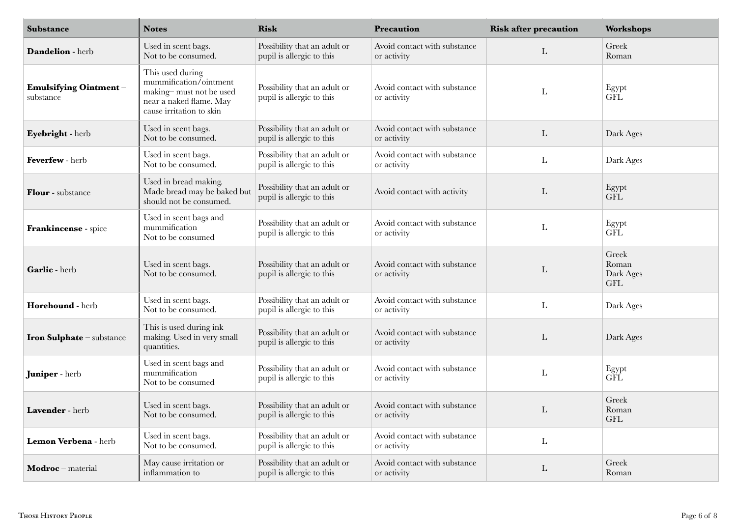| Substance | Notes | Risk | Precaution | Risk after precaution | Workshops |
|---|---|---|---|---|---|
| **Dandelion** - herb | Used in scent bags. Not to be consumed. | Possibility that an adult or pupil is allergic to this | Avoid contact with substance or activity | L | Greek Roman |
| **Emulsifying Ointment** – substance | This used during mummification/ointment making– must not be used near a naked flame. May cause irritation to skin | Possibility that an adult or pupil is allergic to this | Avoid contact with substance or activity | L | Egypt GFL |
| **Eyebright** - herb | Used in scent bags. Not to be consumed. | Possibility that an adult or pupil is allergic to this | Avoid contact with substance or activity | L | Dark Ages |
| **Feverfew** - herb | Used in scent bags. Not to be consumed. | Possibility that an adult or pupil is allergic to this | Avoid contact with substance or activity | L | Dark Ages |
| **Flour** - substance | Used in bread making. Made bread may be baked but should not be consumed. | Possibility that an adult or pupil is allergic to this | Avoid contact with activity | L | Egypt GFL |
| **Frankincense** - spice | Used in scent bags and mummification Not to be consumed | Possibility that an adult or pupil is allergic to this | Avoid contact with substance or activity | L | Egypt GFL |
| **Garlic** - herb | Used in scent bags. Not to be consumed. | Possibility that an adult or pupil is allergic to this | Avoid contact with substance or activity | L | Greek Roman Dark Ages GFL |
| **Horehound** - herb | Used in scent bags. Not to be consumed. | Possibility that an adult or pupil is allergic to this | Avoid contact with substance or activity | L | Dark Ages |
| **Iron Sulphate** – substance | This is used during ink making. Used in very small quantities. | Possibility that an adult or pupil is allergic to this | Avoid contact with substance or activity | L | Dark Ages |
| **Juniper** - herb | Used in scent bags and mummification Not to be consumed | Possibility that an adult or pupil is allergic to this | Avoid contact with substance or activity | L | Egypt GFL |
| **Lavender** - herb | Used in scent bags. Not to be consumed. | Possibility that an adult or pupil is allergic to this | Avoid contact with substance or activity | L | Greek Roman GFL |
| **Lemon Verbena** - herb | Used in scent bags. Not to be consumed. | Possibility that an adult or pupil is allergic to this | Avoid contact with substance or activity | L | |
| **Modroc** – material | May cause irritation or inflammation to | Possibility that an adult or pupil is allergic to this | Avoid contact with substance or activity | L | Greek Roman |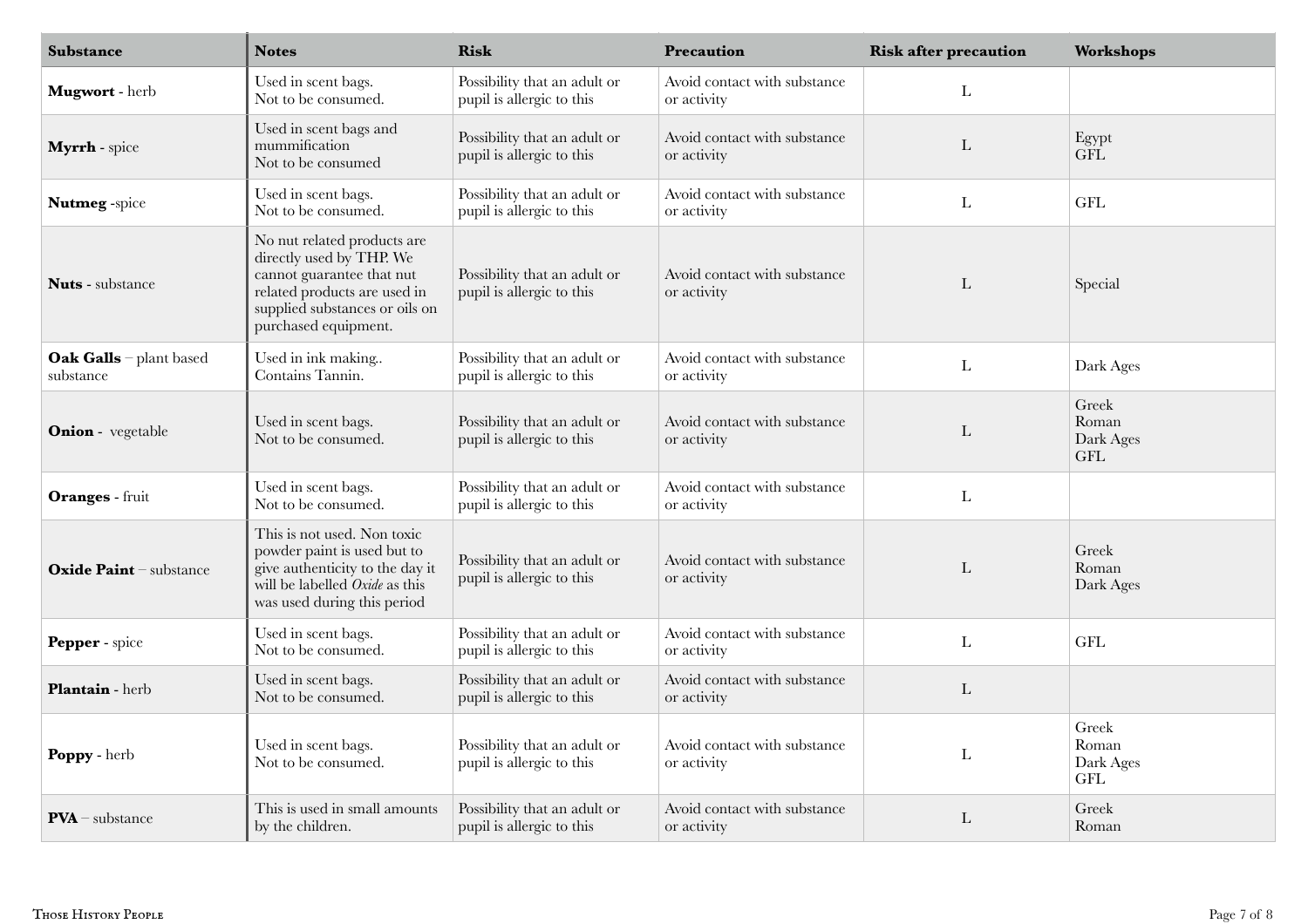| Substance | Notes | Risk | Precaution | Risk after precaution | Workshops |
|---|---|---|---|---|---|
| **Mugwort** - herb | Used in scent bags.<br>Not to be consumed. | Possibility that an adult or pupil is allergic to this | Avoid contact with substance or activity | L | |
| **Myrrh** - spice | Used in scent bags and mummification<br>Not to be consumed | Possibility that an adult or pupil is allergic to this | Avoid contact with substance or activity | L | Egypt<br>GFL |
| **Nutmeg** -spice | Used in scent bags.<br>Not to be consumed. | Possibility that an adult or pupil is allergic to this | Avoid contact with substance or activity | L | GFL |
| **Nuts** - substance | No nut related products are directly used by THP. We cannot guarantee that nut related products are used in supplied substances or oils on purchased equipment. | Possibility that an adult or pupil is allergic to this | Avoid contact with substance or activity | L | Special |
| **Oak Galls** – plant based substance | Used in ink making..<br>Contains Tannin. | Possibility that an adult or pupil is allergic to this | Avoid contact with substance or activity | L | Dark Ages |
| **Onion** - vegetable | Used in scent bags.<br>Not to be consumed. | Possibility that an adult or pupil is allergic to this | Avoid contact with substance or activity | L | Greek<br>Roman<br>Dark Ages<br>GFL |
| **Oranges** - fruit | Used in scent bags.<br>Not to be consumed. | Possibility that an adult or pupil is allergic to this | Avoid contact with substance or activity | L | |
| **Oxide Paint** – substance | This is not used. Non toxic powder paint is used but to give authenticity to the day it will be labelled *Oxide* as this was used during this period | Possibility that an adult or pupil is allergic to this | Avoid contact with substance or activity | L | Greek<br>Roman<br>Dark Ages |
| **Pepper** - spice | Used in scent bags.<br>Not to be consumed. | Possibility that an adult or pupil is allergic to this | Avoid contact with substance or activity | L | GFL |
| **Plantain** - herb | Used in scent bags.<br>Not to be consumed. | Possibility that an adult or pupil is allergic to this | Avoid contact with substance or activity | L | |
| **Poppy** - herb | Used in scent bags.<br>Not to be consumed. | Possibility that an adult or pupil is allergic to this | Avoid contact with substance or activity | L | Greek<br>Roman<br>Dark Ages<br>GFL |
| **PVA** – substance | This is used in small amounts by the children. | Possibility that an adult or pupil is allergic to this | Avoid contact with substance or activity | L | Greek<br>Roman |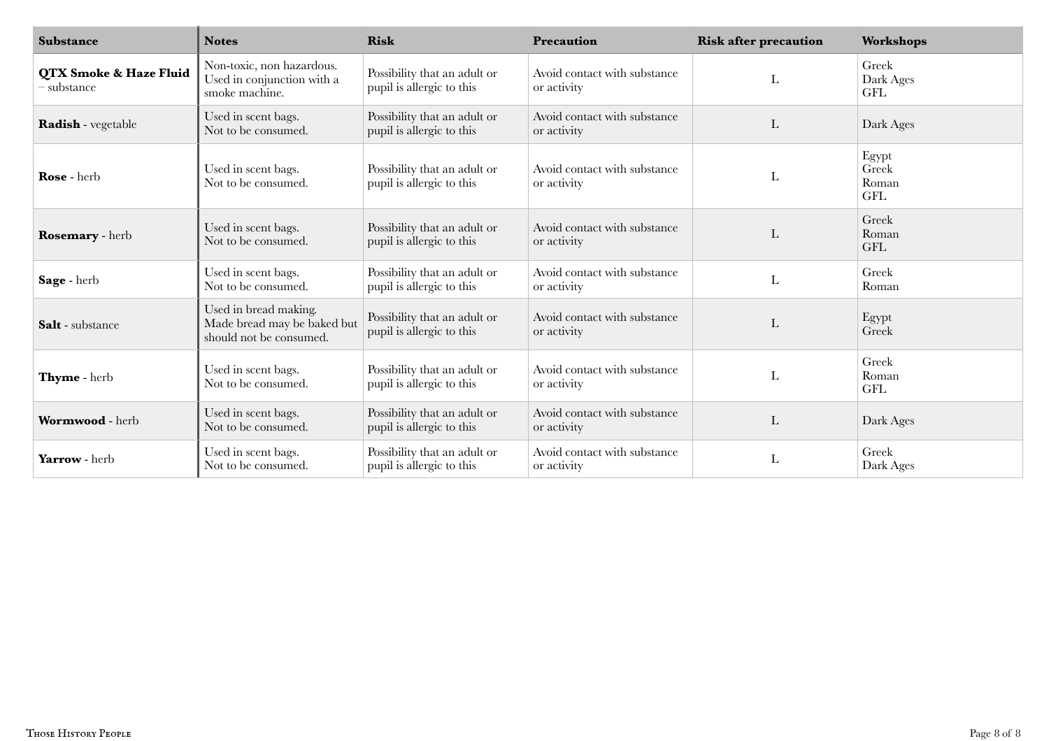| Substance | Notes | Risk | Precaution | Risk after precaution | Workshops |
|---|---|---|---|---|---|
| **QTX Smoke & Haze Fluid** – substance | Non-toxic, non hazardous. Used in conjunction with a smoke machine. | Possibility that an adult or pupil is allergic to this | Avoid contact with substance or activity | L | Greek<br>Dark Ages<br>GFL |
| **Radish** - vegetable | Used in scent bags. Not to be consumed. | Possibility that an adult or pupil is allergic to this | Avoid contact with substance or activity | L | Dark Ages |
| **Rose** - herb | Used in scent bags. Not to be consumed. | Possibility that an adult or pupil is allergic to this | Avoid contact with substance or activity | L | Egypt<br>Greek<br>Roman<br>GFL |
| **Rosemary** - herb | Used in scent bags. Not to be consumed. | Possibility that an adult or pupil is allergic to this | Avoid contact with substance or activity | L | Greek<br>Roman<br>GFL |
| **Sage** - herb | Used in scent bags. Not to be consumed. | Possibility that an adult or pupil is allergic to this | Avoid contact with substance or activity | L | Greek<br>Roman |
| **Salt** - substance | Used in bread making. Made bread may be baked but should not be consumed. | Possibility that an adult or pupil is allergic to this | Avoid contact with substance or activity | L | Egypt<br>Greek |
| **Thyme** - herb | Used in scent bags. Not to be consumed. | Possibility that an adult or pupil is allergic to this | Avoid contact with substance or activity | L | Greek<br>Roman<br>GFL |
| **Wormwood** - herb | Used in scent bags. Not to be consumed. | Possibility that an adult or pupil is allergic to this | Avoid contact with substance or activity | L | Dark Ages |
| **Yarrow** - herb | Used in scent bags. Not to be consumed. | Possibility that an adult or pupil is allergic to this | Avoid contact with substance or activity | L | Greek<br>Dark Ages |